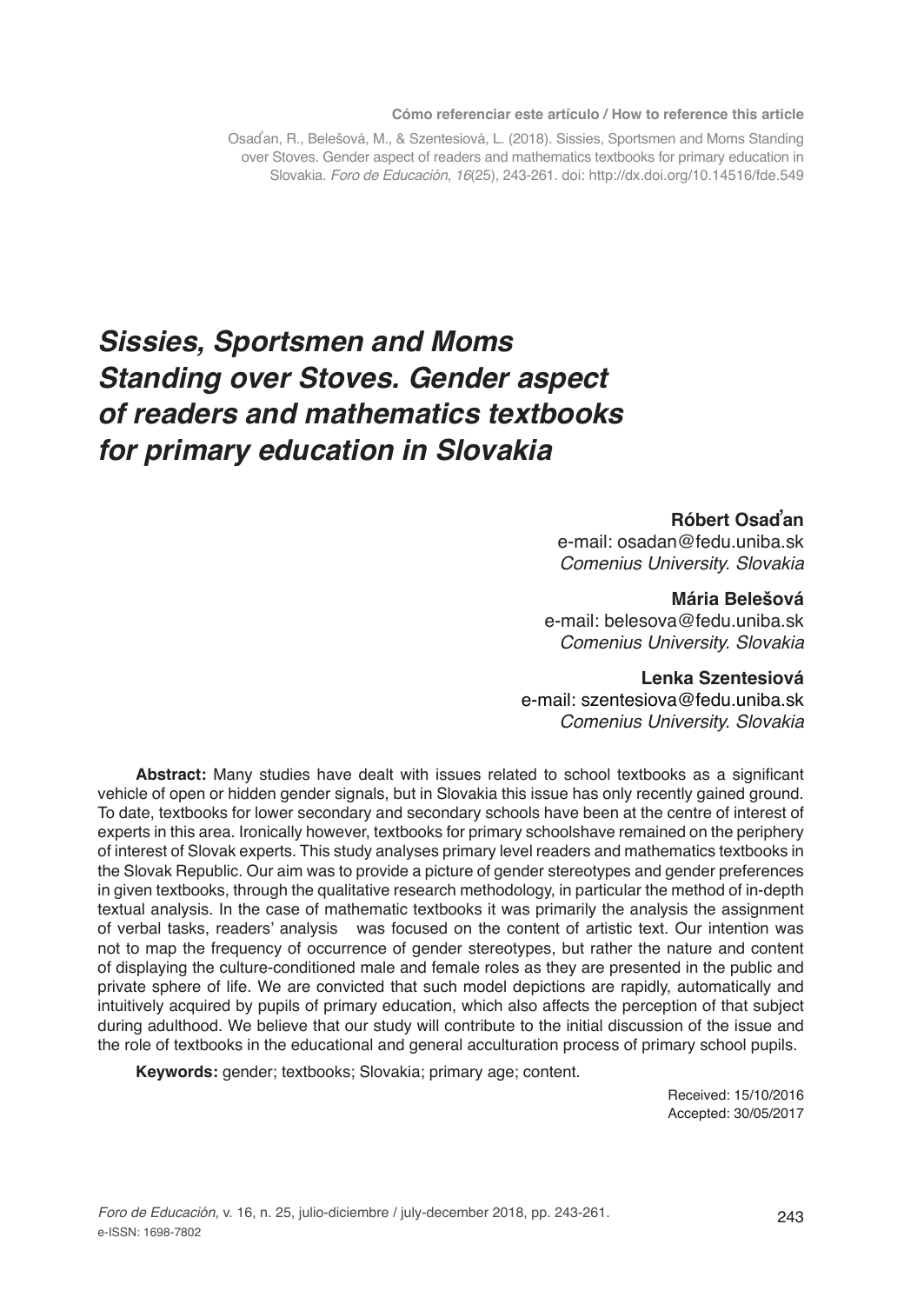**Cómo referenciar este artículo / How to reference this article**

Osaďan, R., Belešová, M., & Szentesiová, L. (2018). Sissies, Sportsmen and Moms Standing over Stoves. Gender aspect of readers and mathematics textbooks for primary education in Slovakia. *Foro de Educación*, *16*(25), 243-261. doi: http://dx.doi.org/10.14516/fde.549

# *Sissies, Sportsmen and Moms Standing over Stoves. Gender aspect of readers and mathematics textbooks for primary education in Slovakia*

**Róbert Osaďan**
e-mail: osadan@fedu.uniba.sk
*Comenius University. Slovakia*

**Mária Belešová**
e-mail: belesova@fedu.uniba.sk
*Comenius University. Slovakia*

**Lenka Szentesiová**
e-mail: szentesiova@fedu.uniba.sk
*Comenius University. Slovakia*

**Abstract:** Many studies have dealt with issues related to school textbooks as a significant vehicle of open or hidden gender signals, but in Slovakia this issue has only recently gained ground. To date, textbooks for lower secondary and secondary schools have been at the centre of interest of experts in this area. Ironically however, textbooks for primary schoolshave remained on the periphery of interest of Slovak experts. This study analyses primary level readers and mathematics textbooks in the Slovak Republic. Our aim was to provide a picture of gender stereotypes and gender preferences in given textbooks, through the qualitative research methodology, in particular the method of in-depth textual analysis. In the case of mathematic textbooks it was primarily the analysis the assignment of verbal tasks, readers' analysis was focused on the content of artistic text. Our intention was not to map the frequency of occurrence of gender stereotypes, but rather the nature and content of displaying the culture-conditioned male and female roles as they are presented in the public and private sphere of life. We are convicted that such model depictions are rapidly, automatically and intuitively acquired by pupils of primary education, which also affects the perception of that subject during adulthood. We believe that our study will contribute to the initial discussion of the issue and the role of textbooks in the educational and general acculturation process of primary school pupils.

**Keywords:** gender; textbooks; Slovakia; primary age; content.

Received: 15/10/2016
Accepted: 30/05/2017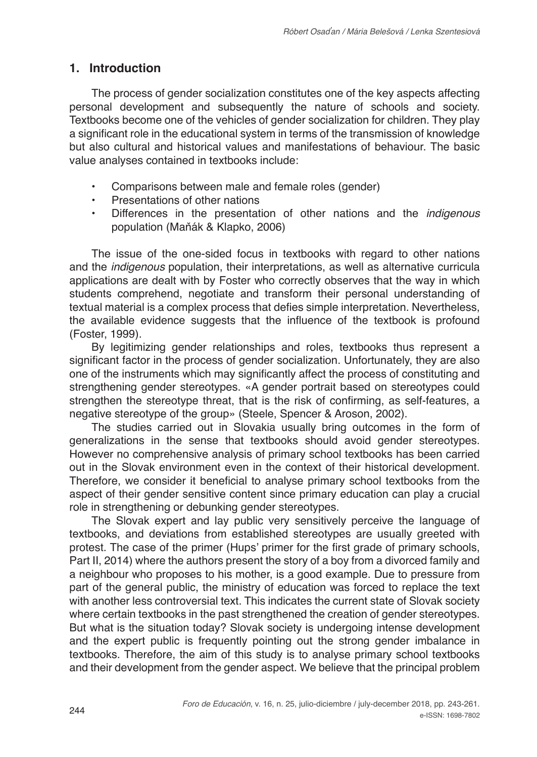## 1. Introduction

The process of gender socialization constitutes one of the key aspects affecting personal development and subsequently the nature of schools and society. Textbooks become one of the vehicles of gender socialization for children. They play a significant role in the educational system in terms of the transmission of knowledge but also cultural and historical values and manifestations of behaviour. The basic value analyses contained in textbooks include:

- Comparisons between male and female roles (gender)
- Presentations of other nations
- Differences in the presentation of other nations and the *indigenous* population (Maňák & Klapko, 2006)

The issue of the one-sided focus in textbooks with regard to other nations and the *indigenous* population, their interpretations, as well as alternative curricula applications are dealt with by Foster who correctly observes that the way in which students comprehend, negotiate and transform their personal understanding of textual material is a complex process that defies simple interpretation. Nevertheless, the available evidence suggests that the influence of the textbook is profound (Foster, 1999).

By legitimizing gender relationships and roles, textbooks thus represent a significant factor in the process of gender socialization. Unfortunately, they are also one of the instruments which may significantly affect the process of constituting and strengthening gender stereotypes. «A gender portrait based on stereotypes could strengthen the stereotype threat, that is the risk of confirming, as self-features, a negative stereotype of the group» (Steele, Spencer & Aroson, 2002).

The studies carried out in Slovakia usually bring outcomes in the form of generalizations in the sense that textbooks should avoid gender stereotypes. However no comprehensive analysis of primary school textbooks has been carried out in the Slovak environment even in the context of their historical development. Therefore, we consider it beneficial to analyse primary school textbooks from the aspect of their gender sensitive content since primary education can play a crucial role in strengthening or debunking gender stereotypes.

The Slovak expert and lay public very sensitively perceive the language of textbooks, and deviations from established stereotypes are usually greeted with protest. The case of the primer (Hups' primer for the first grade of primary schools, Part II, 2014) where the authors present the story of a boy from a divorced family and a neighbour who proposes to his mother, is a good example. Due to pressure from part of the general public, the ministry of education was forced to replace the text with another less controversial text. This indicates the current state of Slovak society where certain textbooks in the past strengthened the creation of gender stereotypes. But what is the situation today? Slovak society is undergoing intense development and the expert public is frequently pointing out the strong gender imbalance in textbooks. Therefore, the aim of this study is to analyse primary school textbooks and their development from the gender aspect. We believe that the principal problem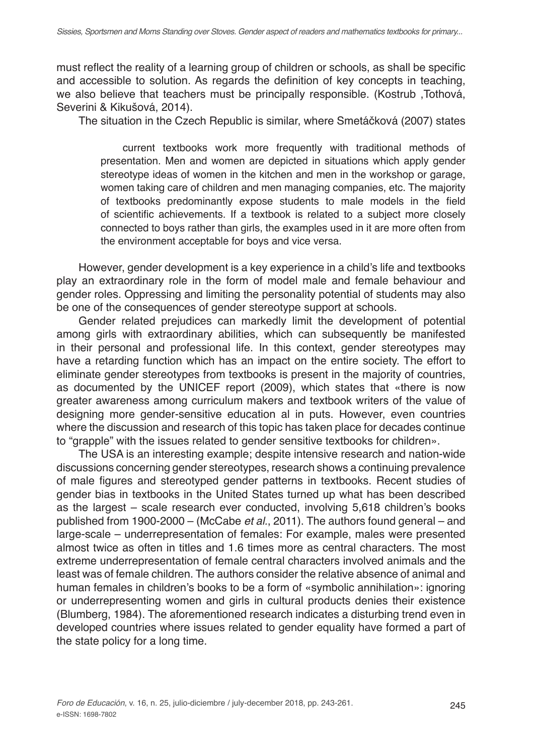must reflect the reality of a learning group of children or schools, as shall be specific and accessible to solution. As regards the definition of key concepts in teaching, we also believe that teachers must be principally responsible. (Kostrub ,Tothová, Severini & Kikušová, 2014).

The situation in the Czech Republic is similar, where Smetáčková (2007) states

> current textbooks work more frequently with traditional methods of presentation. Men and women are depicted in situations which apply gender stereotype ideas of women in the kitchen and men in the workshop or garage, women taking care of children and men managing companies, etc. The majority of textbooks predominantly expose students to male models in the field of scientific achievements. If a textbook is related to a subject more closely connected to boys rather than girls, the examples used in it are more often from the environment acceptable for boys and vice versa.

However, gender development is a key experience in a child's life and textbooks play an extraordinary role in the form of model male and female behaviour and gender roles. Oppressing and limiting the personality potential of students may also be one of the consequences of gender stereotype support at schools.

Gender related prejudices can markedly limit the development of potential among girls with extraordinary abilities, which can subsequently be manifested in their personal and professional life. In this context, gender stereotypes may have a retarding function which has an impact on the entire society. The effort to eliminate gender stereotypes from textbooks is present in the majority of countries, as documented by the UNICEF report (2009), which states that «there is now greater awareness among curriculum makers and textbook writers of the value of designing more gender-sensitive education al in puts. However, even countries where the discussion and research of this topic has taken place for decades continue to "grapple" with the issues related to gender sensitive textbooks for children».

The USA is an interesting example; despite intensive research and nation-wide discussions concerning gender stereotypes, research shows a continuing prevalence of male figures and stereotyped gender patterns in textbooks. Recent studies of gender bias in textbooks in the United States turned up what has been described as the largest – scale research ever conducted, involving 5,618 children's books published from 1900-2000 – (McCabe *et al.*, 2011). The authors found general – and large-scale – underrepresentation of females: For example, males were presented almost twice as often in titles and 1.6 times more as central characters. The most extreme underrepresentation of female central characters involved animals and the least was of female children. The authors consider the relative absence of animal and human females in children's books to be a form of «symbolic annihilation»: ignoring or underrepresenting women and girls in cultural products denies their existence (Blumberg, 1984). The aforementioned research indicates a disturbing trend even in developed countries where issues related to gender equality have formed a part of the state policy for a long time.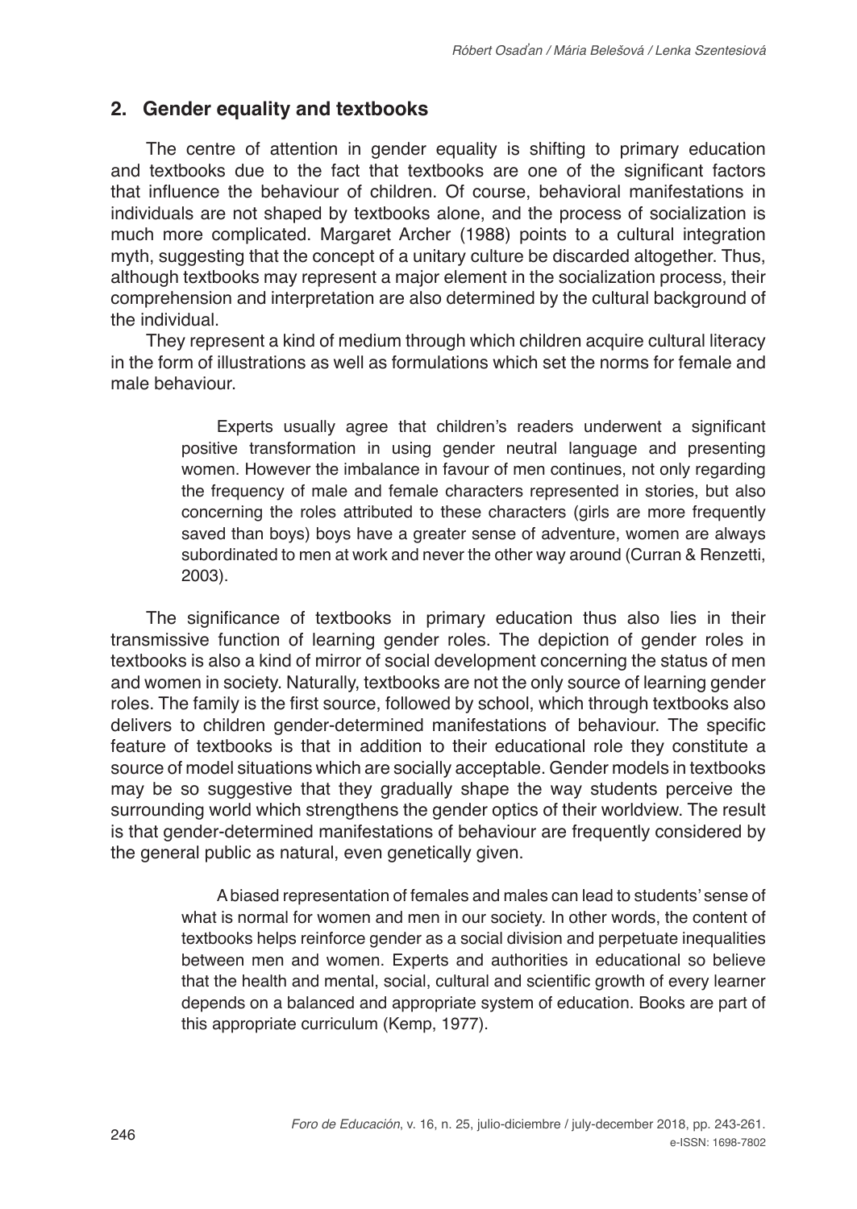## 2. Gender equality and textbooks

The centre of attention in gender equality is shifting to primary education and textbooks due to the fact that textbooks are one of the significant factors that influence the behaviour of children. Of course, behavioral manifestations in individuals are not shaped by textbooks alone, and the process of socialization is much more complicated. Margaret Archer (1988) points to a cultural integration myth, suggesting that the concept of a unitary culture be discarded altogether. Thus, although textbooks may represent a major element in the socialization process, their comprehension and interpretation are also determined by the cultural background of the individual.

They represent a kind of medium through which children acquire cultural literacy in the form of illustrations as well as formulations which set the norms for female and male behaviour.

> Experts usually agree that children's readers underwent a significant positive transformation in using gender neutral language and presenting women. However the imbalance in favour of men continues, not only regarding the frequency of male and female characters represented in stories, but also concerning the roles attributed to these characters (girls are more frequently saved than boys) boys have a greater sense of adventure, women are always subordinated to men at work and never the other way around (Curran & Renzetti, 2003).

The significance of textbooks in primary education thus also lies in their transmissive function of learning gender roles. The depiction of gender roles in textbooks is also a kind of mirror of social development concerning the status of men and women in society. Naturally, textbooks are not the only source of learning gender roles. The family is the first source, followed by school, which through textbooks also delivers to children gender-determined manifestations of behaviour. The specific feature of textbooks is that in addition to their educational role they constitute a source of model situations which are socially acceptable. Gender models in textbooks may be so suggestive that they gradually shape the way students perceive the surrounding world which strengthens the gender optics of their worldview. The result is that gender-determined manifestations of behaviour are frequently considered by the general public as natural, even genetically given.

> A biased representation of females and males can lead to students' sense of what is normal for women and men in our society. In other words, the content of textbooks helps reinforce gender as a social division and perpetuate inequalities between men and women. Experts and authorities in educational so believe that the health and mental, social, cultural and scientific growth of every learner depends on a balanced and appropriate system of education. Books are part of this appropriate curriculum (Kemp, 1977).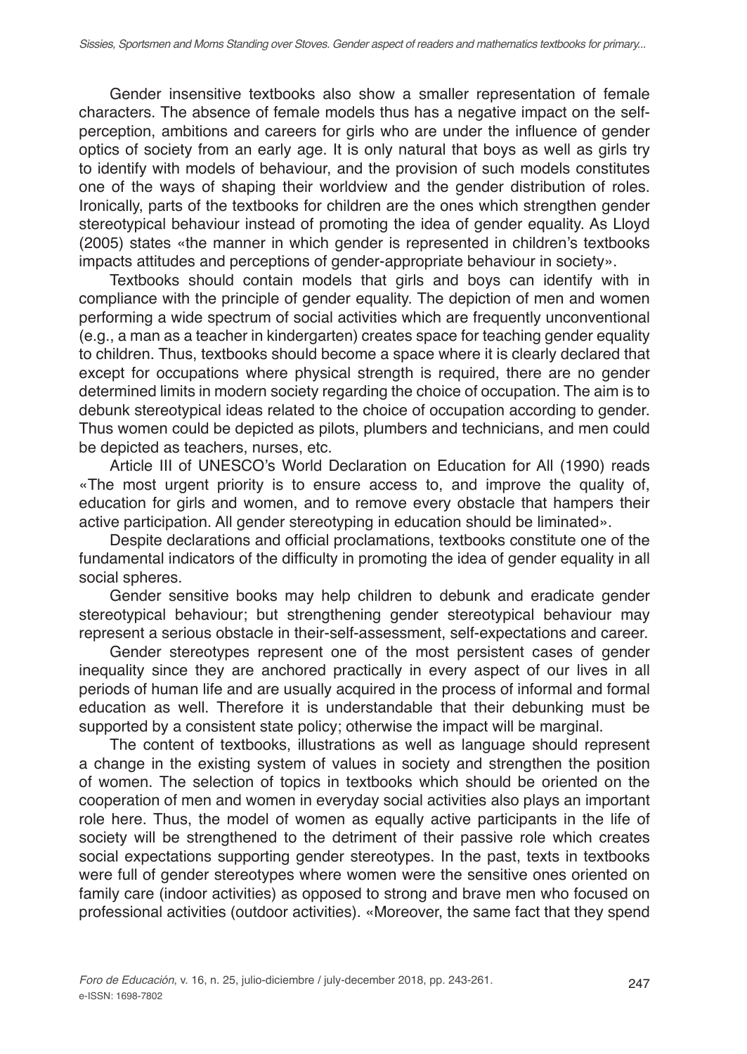Gender insensitive textbooks also show a smaller representation of female characters. The absence of female models thus has a negative impact on the self-perception, ambitions and careers for girls who are under the influence of gender optics of society from an early age. It is only natural that boys as well as girls try to identify with models of behaviour, and the provision of such models constitutes one of the ways of shaping their worldview and the gender distribution of roles. Ironically, parts of the textbooks for children are the ones which strengthen gender stereotypical behaviour instead of promoting the idea of gender equality. As Lloyd (2005) states «the manner in which gender is represented in children's textbooks impacts attitudes and perceptions of gender-appropriate behaviour in society».

Textbooks should contain models that girls and boys can identify with in compliance with the principle of gender equality. The depiction of men and women performing a wide spectrum of social activities which are frequently unconventional (e.g., a man as a teacher in kindergarten) creates space for teaching gender equality to children. Thus, textbooks should become a space where it is clearly declared that except for occupations where physical strength is required, there are no gender determined limits in modern society regarding the choice of occupation. The aim is to debunk stereotypical ideas related to the choice of occupation according to gender. Thus women could be depicted as pilots, plumbers and technicians, and men could be depicted as teachers, nurses, etc.

Article III of UNESCO's World Declaration on Education for All (1990) reads «The most urgent priority is to ensure access to, and improve the quality of, education for girls and women, and to remove every obstacle that hampers their active participation. All gender stereotyping in education should be liminated».

Despite declarations and official proclamations, textbooks constitute one of the fundamental indicators of the difficulty in promoting the idea of gender equality in all social spheres.

Gender sensitive books may help children to debunk and eradicate gender stereotypical behaviour; but strengthening gender stereotypical behaviour may represent a serious obstacle in their-self-assessment, self-expectations and career.

Gender stereotypes represent one of the most persistent cases of gender inequality since they are anchored practically in every aspect of our lives in all periods of human life and are usually acquired in the process of informal and formal education as well. Therefore it is understandable that their debunking must be supported by a consistent state policy; otherwise the impact will be marginal.

The content of textbooks, illustrations as well as language should represent a change in the existing system of values in society and strengthen the position of women. The selection of topics in textbooks which should be oriented on the cooperation of men and women in everyday social activities also plays an important role here. Thus, the model of women as equally active participants in the life of society will be strengthened to the detriment of their passive role which creates social expectations supporting gender stereotypes. In the past, texts in textbooks were full of gender stereotypes where women were the sensitive ones oriented on family care (indoor activities) as opposed to strong and brave men who focused on professional activities (outdoor activities). «Moreover, the same fact that they spend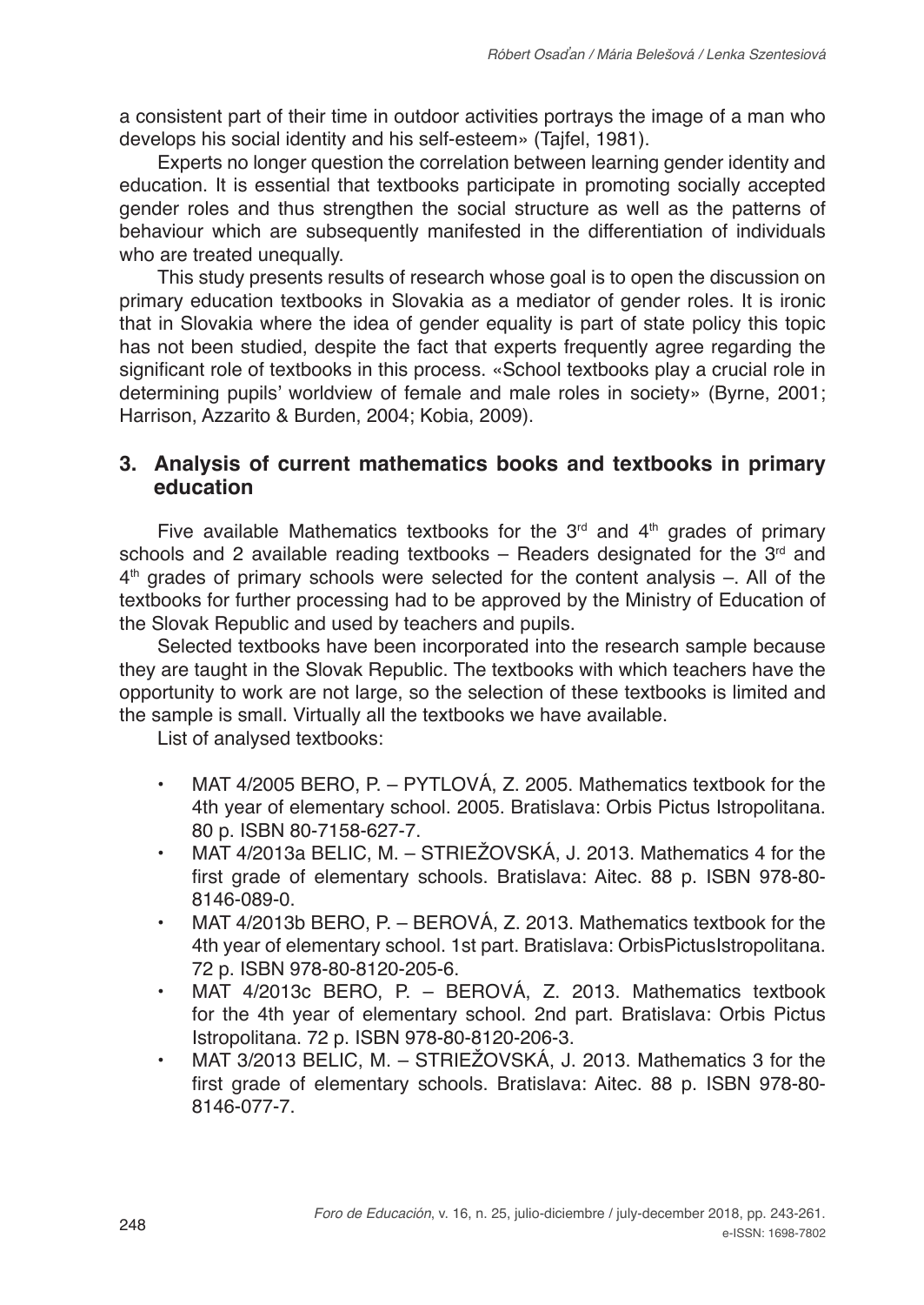a consistent part of their time in outdoor activities portrays the image of a man who develops his social identity and his self-esteem» (Tajfel, 1981).

Experts no longer question the correlation between learning gender identity and education. It is essential that textbooks participate in promoting socially accepted gender roles and thus strengthen the social structure as well as the patterns of behaviour which are subsequently manifested in the differentiation of individuals who are treated unequally.

This study presents results of research whose goal is to open the discussion on primary education textbooks in Slovakia as a mediator of gender roles. It is ironic that in Slovakia where the idea of gender equality is part of state policy this topic has not been studied, despite the fact that experts frequently agree regarding the significant role of textbooks in this process. «School textbooks play a crucial role in determining pupils' worldview of female and male roles in society» (Byrne, 2001; Harrison, Azzarito & Burden, 2004; Kobia, 2009).

## 3. Analysis of current mathematics books and textbooks in primary education

Five available Mathematics textbooks for the 3rd and 4th grades of primary schools and 2 available reading textbooks – Readers designated for the 3rd and 4th grades of primary schools were selected for the content analysis –. All of the textbooks for further processing had to be approved by the Ministry of Education of the Slovak Republic and used by teachers and pupils.

Selected textbooks have been incorporated into the research sample because they are taught in the Slovak Republic. The textbooks with which teachers have the opportunity to work are not large, so the selection of these textbooks is limited and the sample is small. Virtually all the textbooks we have available.

List of analysed textbooks:

- MAT 4/2005 BERO, P. – PYTLOVÁ, Z. 2005. Mathematics textbook for the 4th year of elementary school. 2005. Bratislava: Orbis Pictus Istropolitana. 80 p. ISBN 80-7158-627-7.
- MAT 4/2013a BELIC, M. – STRIEŽOVSKÁ, J. 2013. Mathematics 4 for the first grade of elementary schools. Bratislava: Aitec. 88 p. ISBN 978-80-8146-089-0.
- MAT 4/2013b BERO, P. – BEROVÁ, Z. 2013. Mathematics textbook for the 4th year of elementary school. 1st part. Bratislava: OrbisPictusIstropolitana. 72 p. ISBN 978-80-8120-205-6.
- MAT 4/2013c BERO, P. – BEROVÁ, Z. 2013. Mathematics textbook for the 4th year of elementary school. 2nd part. Bratislava: Orbis Pictus Istropolitana. 72 p. ISBN 978-80-8120-206-3.
- MAT 3/2013 BELIC, M. – STRIEŽOVSKÁ, J. 2013. Mathematics 3 for the first grade of elementary schools. Bratislava: Aitec. 88 p. ISBN 978-80-8146-077-7.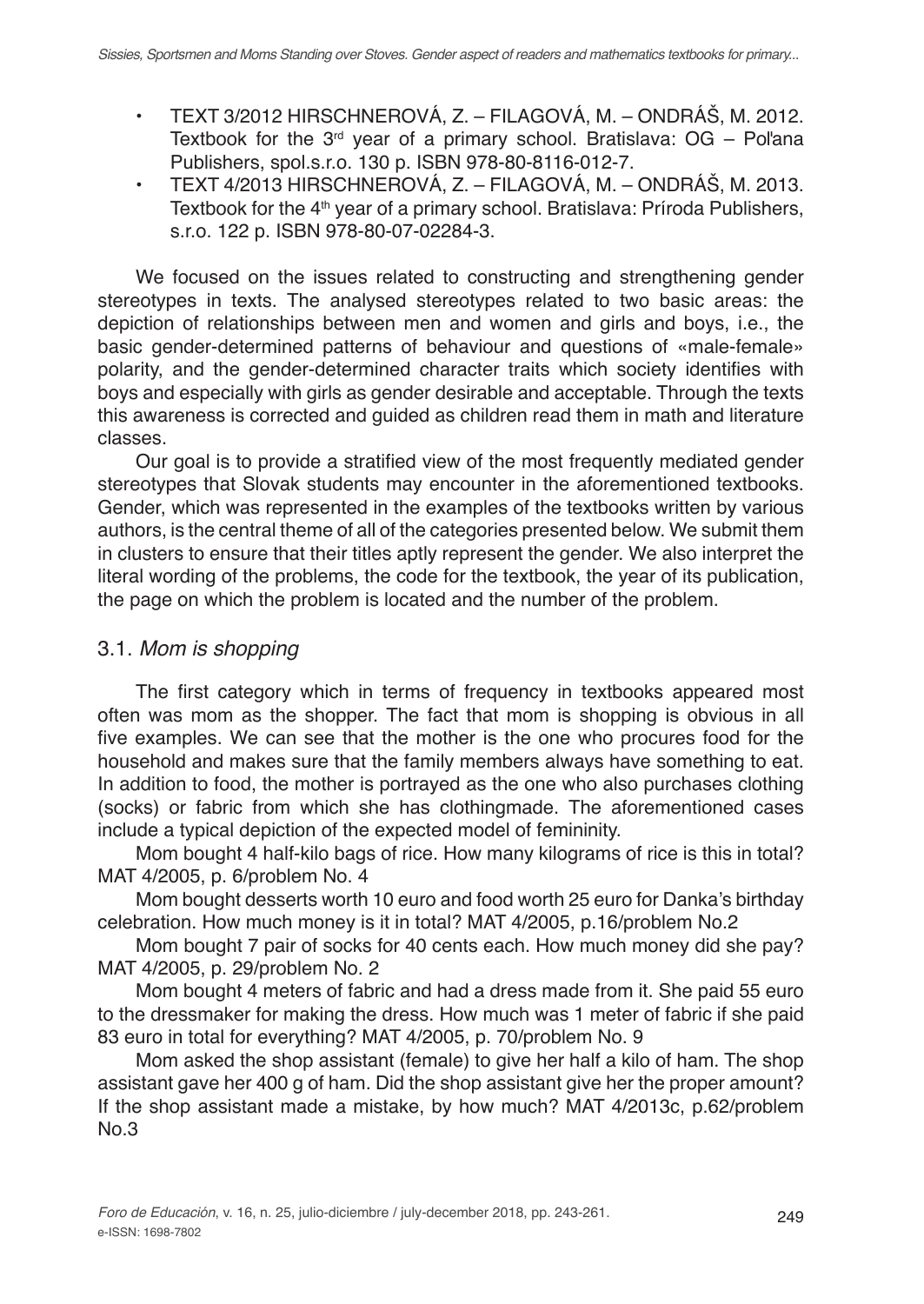- TEXT 3/2012 HIRSCHNEROVÁ, Z. – FILAGOVÁ, M. – ONDRÁŠ, M. 2012. Textbook for the 3rd year of a primary school. Bratislava: OG – Poľana Publishers, spol.s.r.o. 130 p. ISBN 978-80-8116-012-7.
- TEXT 4/2013 HIRSCHNEROVÁ, Z. – FILAGOVÁ, M. – ONDRÁŠ, M. 2013. Textbook for the 4th year of a primary school. Bratislava: Príroda Publishers, s.r.o. 122 p. ISBN 978-80-07-02284-3.

We focused on the issues related to constructing and strengthening gender stereotypes in texts. The analysed stereotypes related to two basic areas: the depiction of relationships between men and women and girls and boys, i.e., the basic gender-determined patterns of behaviour and questions of «male-female» polarity, and the gender-determined character traits which society identifies with boys and especially with girls as gender desirable and acceptable. Through the texts this awareness is corrected and guided as children read them in math and literature classes.

Our goal is to provide a stratified view of the most frequently mediated gender stereotypes that Slovak students may encounter in the aforementioned textbooks. Gender, which was represented in the examples of the textbooks written by various authors, is the central theme of all of the categories presented below. We submit them in clusters to ensure that their titles aptly represent the gender. We also interpret the literal wording of the problems, the code for the textbook, the year of its publication, the page on which the problem is located and the number of the problem.

### 3.1. *Mom is shopping*

The first category which in terms of frequency in textbooks appeared most often was mom as the shopper. The fact that mom is shopping is obvious in all five examples. We can see that the mother is the one who procures food for the household and makes sure that the family members always have something to eat. In addition to food, the mother is portrayed as the one who also purchases clothing (socks) or fabric from which she has clothingmade. The aforementioned cases include a typical depiction of the expected model of femininity.

Mom bought 4 half-kilo bags of rice. How many kilograms of rice is this in total? MAT 4/2005, p. 6/problem No. 4

Mom bought desserts worth 10 euro and food worth 25 euro for Danka's birthday celebration. How much money is it in total? MAT 4/2005, p.16/problem No.2

Mom bought 7 pair of socks for 40 cents each. How much money did she pay? MAT 4/2005, p. 29/problem No. 2

Mom bought 4 meters of fabric and had a dress made from it. She paid 55 euro to the dressmaker for making the dress. How much was 1 meter of fabric if she paid 83 euro in total for everything? MAT 4/2005, p. 70/problem No. 9

Mom asked the shop assistant (female) to give her half a kilo of ham. The shop assistant gave her 400 g of ham. Did the shop assistant give her the proper amount? If the shop assistant made a mistake, by how much? MAT 4/2013c, p.62/problem No.3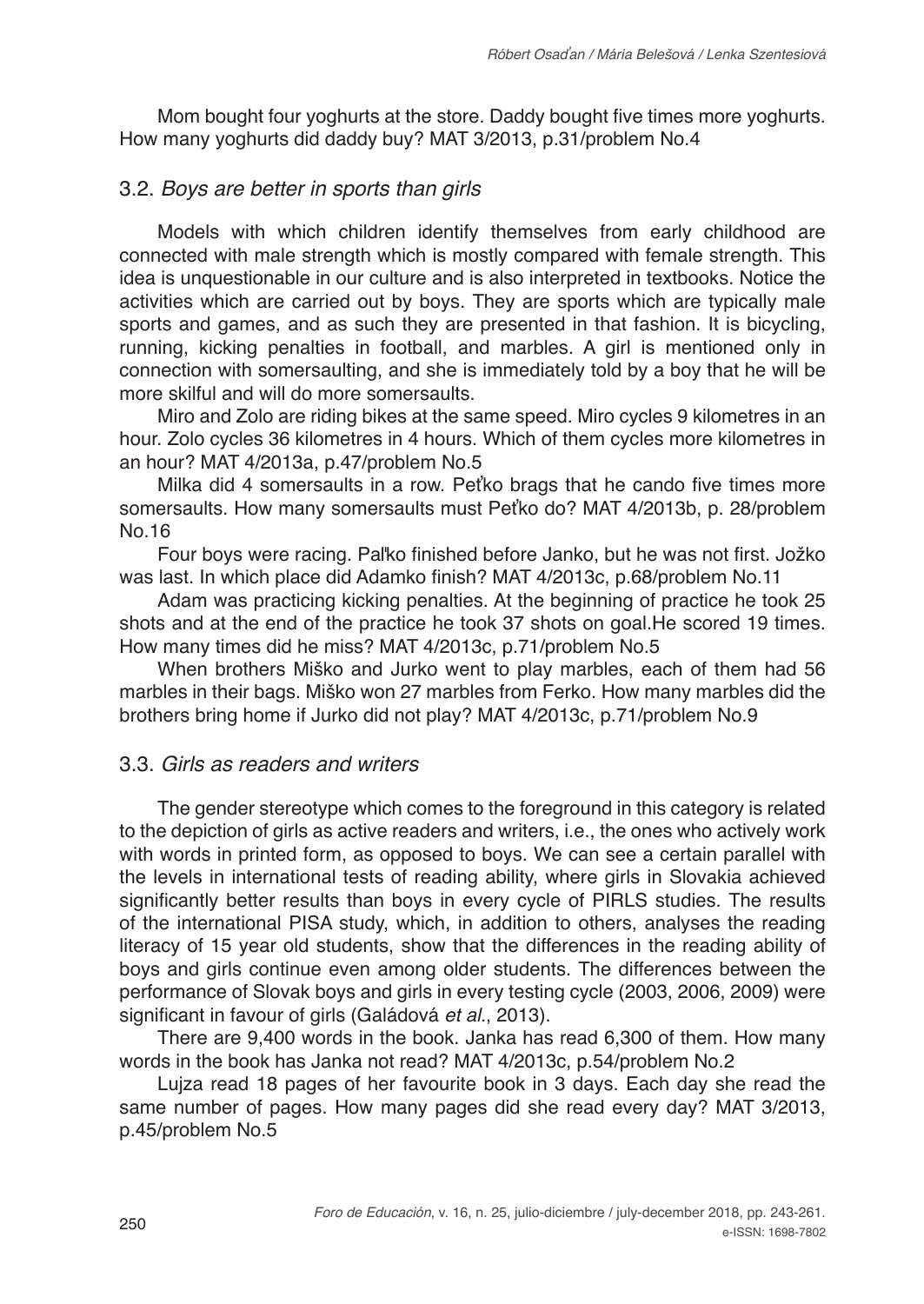Mom bought four yoghurts at the store. Daddy bought five times more yoghurts. How many yoghurts did daddy buy? MAT 3/2013, p.31/problem No.4

### 3.2. *Boys are better in sports than girls*

Models with which children identify themselves from early childhood are connected with male strength which is mostly compared with female strength. This idea is unquestionable in our culture and is also interpreted in textbooks. Notice the activities which are carried out by boys. They are sports which are typically male sports and games, and as such they are presented in that fashion. It is bicycling, running, kicking penalties in football, and marbles. A girl is mentioned only in connection with somersaulting, and she is immediately told by a boy that he will be more skilful and will do more somersaults.

Miro and Zolo are riding bikes at the same speed. Miro cycles 9 kilometres in an hour. Zolo cycles 36 kilometres in 4 hours. Which of them cycles more kilometres in an hour? MAT 4/2013a, p.47/problem No.5

Milka did 4 somersaults in a row. Peťko brags that he cando five times more somersaults. How many somersaults must Peťko do? MAT 4/2013b, p. 28/problem No.16

Four boys were racing. Paľko finished before Janko, but he was not first. Jožko was last. In which place did Adamko finish? MAT 4/2013c, p.68/problem No.11

Adam was practicing kicking penalties. At the beginning of practice he took 25 shots and at the end of the practice he took 37 shots on goal.He scored 19 times. How many times did he miss? MAT 4/2013c, p.71/problem No.5

When brothers Miško and Jurko went to play marbles, each of them had 56 marbles in their bags. Miško won 27 marbles from Ferko. How many marbles did the brothers bring home if Jurko did not play? MAT 4/2013c, p.71/problem No.9

### 3.3. *Girls as readers and writers*

The gender stereotype which comes to the foreground in this category is related to the depiction of girls as active readers and writers, i.e., the ones who actively work with words in printed form, as opposed to boys. We can see a certain parallel with the levels in international tests of reading ability, where girls in Slovakia achieved significantly better results than boys in every cycle of PIRLS studies. The results of the international PISA study, which, in addition to others, analyses the reading literacy of 15 year old students, show that the differences in the reading ability of boys and girls continue even among older students. The differences between the performance of Slovak boys and girls in every testing cycle (2003, 2006, 2009) were significant in favour of girls (Galádová *et al.*, 2013).

There are 9,400 words in the book. Janka has read 6,300 of them. How many words in the book has Janka not read? MAT 4/2013c, p.54/problem No.2

Lujza read 18 pages of her favourite book in 3 days. Each day she read the same number of pages. How many pages did she read every day? MAT 3/2013, p.45/problem No.5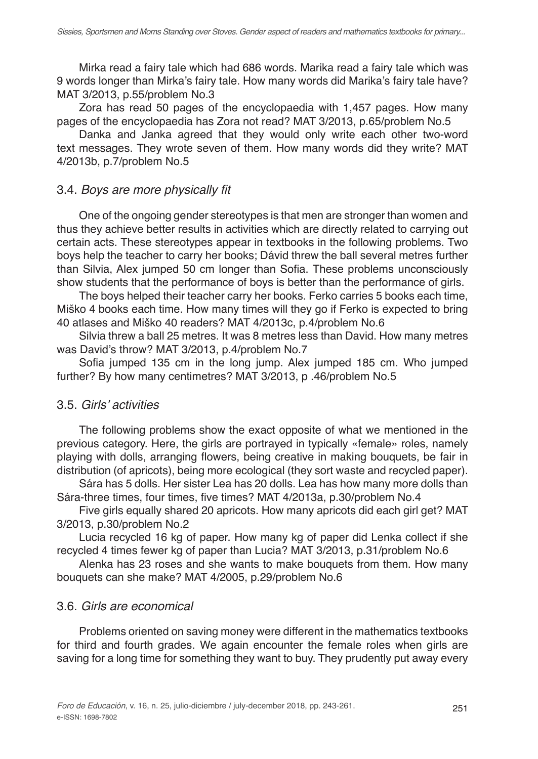Mirka read a fairy tale which had 686 words. Marika read a fairy tale which was 9 words longer than Mirka's fairy tale. How many words did Marika's fairy tale have? MAT 3/2013, p.55/problem No.3

Zora has read 50 pages of the encyclopaedia with 1,457 pages. How many pages of the encyclopaedia has Zora not read? MAT 3/2013, p.65/problem No.5

Danka and Janka agreed that they would only write each other two-word text messages. They wrote seven of them. How many words did they write? MAT 4/2013b, p.7/problem No.5

### 3.4. *Boys are more physically fit*

One of the ongoing gender stereotypes is that men are stronger than women and thus they achieve better results in activities which are directly related to carrying out certain acts. These stereotypes appear in textbooks in the following problems. Two boys help the teacher to carry her books; Dávid threw the ball several metres further than Silvia, Alex jumped 50 cm longer than Sofia. These problems unconsciously show students that the performance of boys is better than the performance of girls.

The boys helped their teacher carry her books. Ferko carries 5 books each time, Miško 4 books each time. How many times will they go if Ferko is expected to bring 40 atlases and Miško 40 readers? MAT 4/2013c, p.4/problem No.6

Silvia threw a ball 25 metres. It was 8 metres less than David. How many metres was David's throw? MAT 3/2013, p.4/problem No.7

Sofia jumped 135 cm in the long jump. Alex jumped 185 cm. Who jumped further? By how many centimetres? MAT 3/2013, p .46/problem No.5

### 3.5. *Girls' activities*

The following problems show the exact opposite of what we mentioned in the previous category. Here, the girls are portrayed in typically «female» roles, namely playing with dolls, arranging flowers, being creative in making bouquets, be fair in distribution (of apricots), being more ecological (they sort waste and recycled paper).

Sára has 5 dolls. Her sister Lea has 20 dolls. Lea has how many more dolls than Sára-three times, four times, five times? MAT 4/2013a, p.30/problem No.4

Five girls equally shared 20 apricots. How many apricots did each girl get? MAT 3/2013, p.30/problem No.2

Lucia recycled 16 kg of paper. How many kg of paper did Lenka collect if she recycled 4 times fewer kg of paper than Lucia? MAT 3/2013, p.31/problem No.6

Alenka has 23 roses and she wants to make bouquets from them. How many bouquets can she make? MAT 4/2005, p.29/problem No.6

### 3.6. *Girls are economical*

Problems oriented on saving money were different in the mathematics textbooks for third and fourth grades. We again encounter the female roles when girls are saving for a long time for something they want to buy. They prudently put away every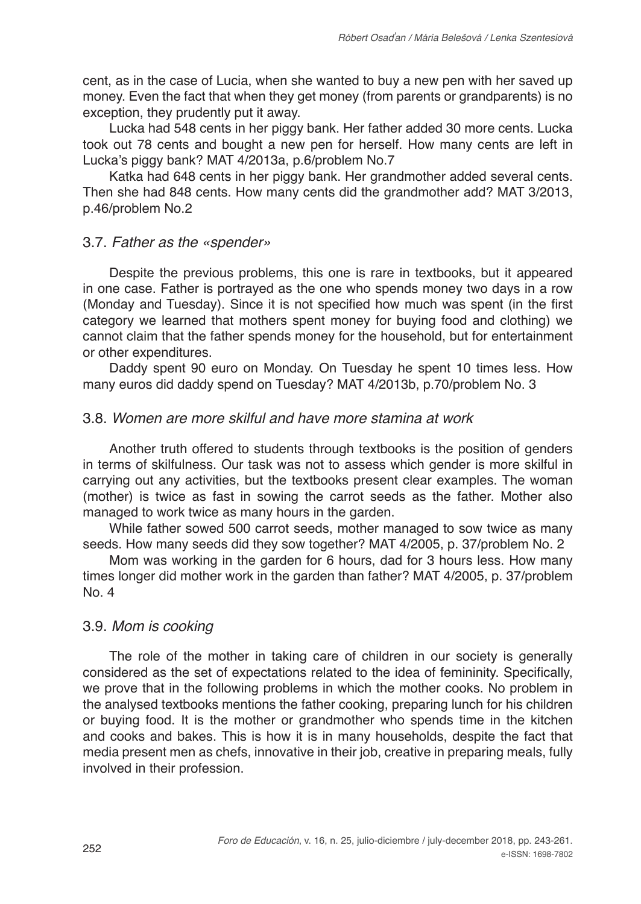cent, as in the case of Lucia, when she wanted to buy a new pen with her saved up money. Even the fact that when they get money (from parents or grandparents) is no exception, they prudently put it away.

Lucka had 548 cents in her piggy bank. Her father added 30 more cents. Lucka took out 78 cents and bought a new pen for herself. How many cents are left in Lucka's piggy bank? MAT 4/2013a, p.6/problem No.7

Katka had 648 cents in her piggy bank. Her grandmother added several cents. Then she had 848 cents. How many cents did the grandmother add? MAT 3/2013, p.46/problem No.2

### 3.7. *Father as the «spender»*

Despite the previous problems, this one is rare in textbooks, but it appeared in one case. Father is portrayed as the one who spends money two days in a row (Monday and Tuesday). Since it is not specified how much was spent (in the first category we learned that mothers spent money for buying food and clothing) we cannot claim that the father spends money for the household, but for entertainment or other expenditures.

Daddy spent 90 euro on Monday. On Tuesday he spent 10 times less. How many euros did daddy spend on Tuesday? MAT 4/2013b, p.70/problem No. 3

### 3.8. *Women are more skilful and have more stamina at work*

Another truth offered to students through textbooks is the position of genders in terms of skilfulness. Our task was not to assess which gender is more skilful in carrying out any activities, but the textbooks present clear examples. The woman (mother) is twice as fast in sowing the carrot seeds as the father. Mother also managed to work twice as many hours in the garden.

While father sowed 500 carrot seeds, mother managed to sow twice as many seeds. How many seeds did they sow together? MAT 4/2005, p. 37/problem No. 2

Mom was working in the garden for 6 hours, dad for 3 hours less. How many times longer did mother work in the garden than father? MAT 4/2005, p. 37/problem No. 4

### 3.9. *Mom is cooking*

The role of the mother in taking care of children in our society is generally considered as the set of expectations related to the idea of femininity. Specifically, we prove that in the following problems in which the mother cooks. No problem in the analysed textbooks mentions the father cooking, preparing lunch for his children or buying food. It is the mother or grandmother who spends time in the kitchen and cooks and bakes. This is how it is in many households, despite the fact that media present men as chefs, innovative in their job, creative in preparing meals, fully involved in their profession.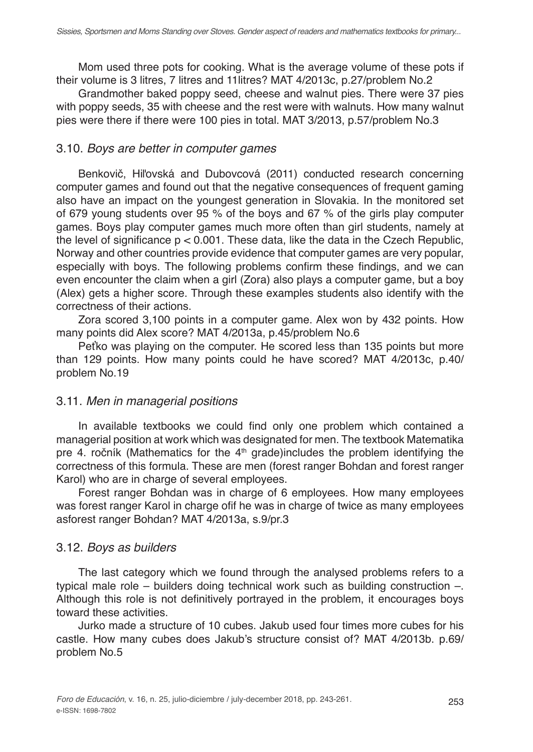Mom used three pots for cooking. What is the average volume of these pots if their volume is 3 litres, 7 litres and 11litres? MAT 4/2013c, p.27/problem No.2

Grandmother baked poppy seed, cheese and walnut pies. There were 37 pies with poppy seeds, 35 with cheese and the rest were with walnuts. How many walnut pies were there if there were 100 pies in total. MAT 3/2013, p.57/problem No.3

### 3.10. *Boys are better in computer games*

Benkovič, Hiľovská and Dubovcová (2011) conducted research concerning computer games and found out that the negative consequences of frequent gaming also have an impact on the youngest generation in Slovakia. In the monitored set of 679 young students over 95 % of the boys and 67 % of the girls play computer games. Boys play computer games much more often than girl students, namely at the level of significance $p < 0.001$. These data, like the data in the Czech Republic, Norway and other countries provide evidence that computer games are very popular, especially with boys. The following problems confirm these findings, and we can even encounter the claim when a girl (Zora) also plays a computer game, but a boy (Alex) gets a higher score. Through these examples students also identify with the correctness of their actions.

Zora scored 3,100 points in a computer game. Alex won by 432 points. How many points did Alex score? MAT 4/2013a, p.45/problem No.6

Peťko was playing on the computer. He scored less than 135 points but more than 129 points. How many points could he have scored? MAT 4/2013c, p.40/ problem No.19

### 3.11. *Men in managerial positions*

In available textbooks we could find only one problem which contained a managerial position at work which was designated for men. The textbook Matematika pre 4. ročník (Mathematics for the 4th grade)includes the problem identifying the correctness of this formula. These are men (forest ranger Bohdan and forest ranger Karol) who are in charge of several employees.

Forest ranger Bohdan was in charge of 6 employees. How many employees was forest ranger Karol in charge ofif he was in charge of twice as many employees asforest ranger Bohdan? MAT 4/2013a, s.9/pr.3

### 3.12. *Boys as builders*

The last category which we found through the analysed problems refers to a typical male role – builders doing technical work such as building construction –. Although this role is not definitively portrayed in the problem, it encourages boys toward these activities.

Jurko made a structure of 10 cubes. Jakub used four times more cubes for his castle. How many cubes does Jakub's structure consist of? MAT 4/2013b. p.69/ problem No.5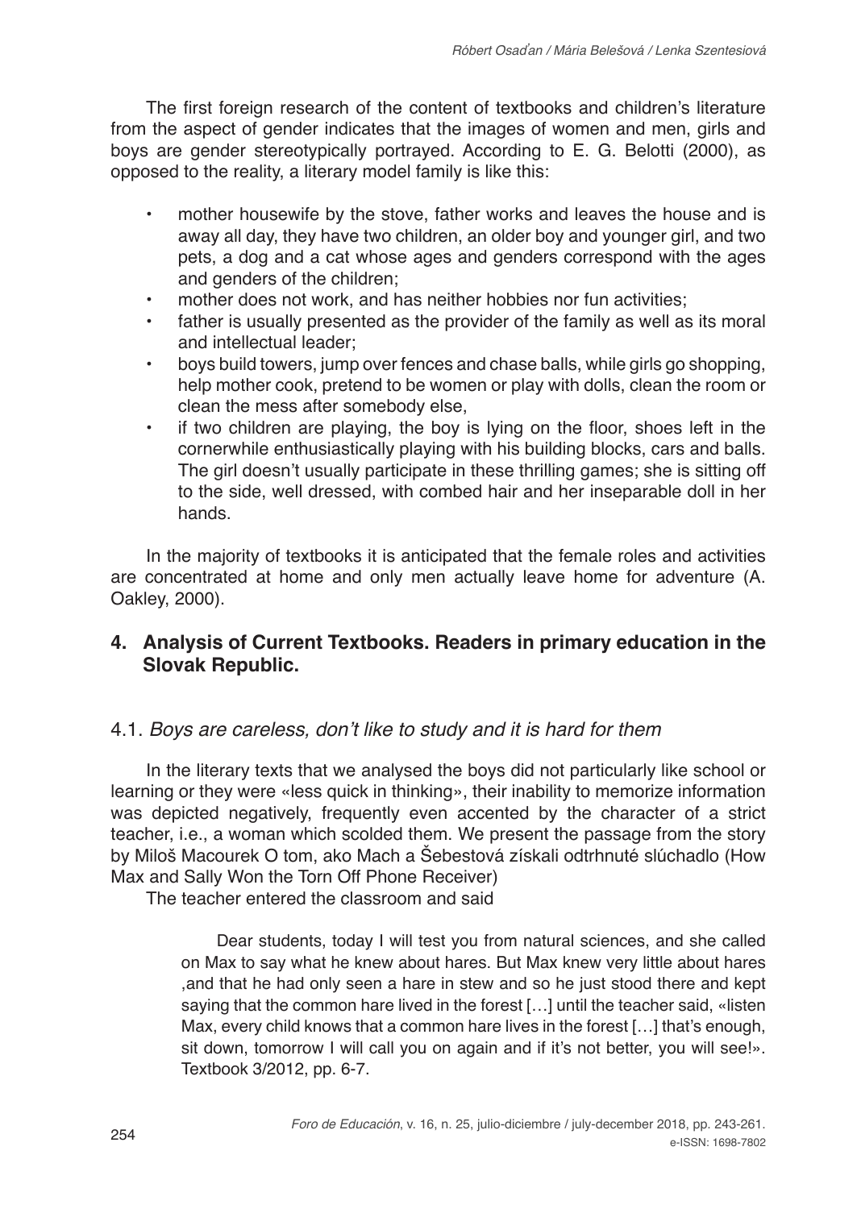The first foreign research of the content of textbooks and children's literature from the aspect of gender indicates that the images of women and men, girls and boys are gender stereotypically portrayed. According to E. G. Belotti (2000), as opposed to the reality, a literary model family is like this:

- mother housewife by the stove, father works and leaves the house and is away all day, they have two children, an older boy and younger girl, and two pets, a dog and a cat whose ages and genders correspond with the ages and genders of the children;
- mother does not work, and has neither hobbies nor fun activities;
- father is usually presented as the provider of the family as well as its moral and intellectual leader;
- boys build towers, jump over fences and chase balls, while girls go shopping, help mother cook, pretend to be women or play with dolls, clean the room or clean the mess after somebody else,
- if two children are playing, the boy is lying on the floor, shoes left in the cornerwhile enthusiastically playing with his building blocks, cars and balls. The girl doesn't usually participate in these thrilling games; she is sitting off to the side, well dressed, with combed hair and her inseparable doll in her hands.

In the majority of textbooks it is anticipated that the female roles and activities are concentrated at home and only men actually leave home for adventure (A. Oakley, 2000).

## 4. Analysis of Current Textbooks. Readers in primary education in the Slovak Republic.

### 4.1. *Boys are careless, don't like to study and it is hard for them*

In the literary texts that we analysed the boys did not particularly like school or learning or they were «less quick in thinking», their inability to memorize information was depicted negatively, frequently even accented by the character of a strict teacher, i.e., a woman which scolded them. We present the passage from the story by Miloš Macourek O tom, ako Mach a Šebestová získali odtrhnuté slúchadlo (How Max and Sally Won the Torn Off Phone Receiver)

The teacher entered the classroom and said

> Dear students, today I will test you from natural sciences, and she called on Max to say what he knew about hares. But Max knew very little about hares ,and that he had only seen a hare in stew and so he just stood there and kept saying that the common hare lived in the forest […] until the teacher said, «listen Max, every child knows that a common hare lives in the forest […] that's enough, sit down, tomorrow I will call you on again and if it's not better, you will see!». Textbook 3/2012, pp. 6-7.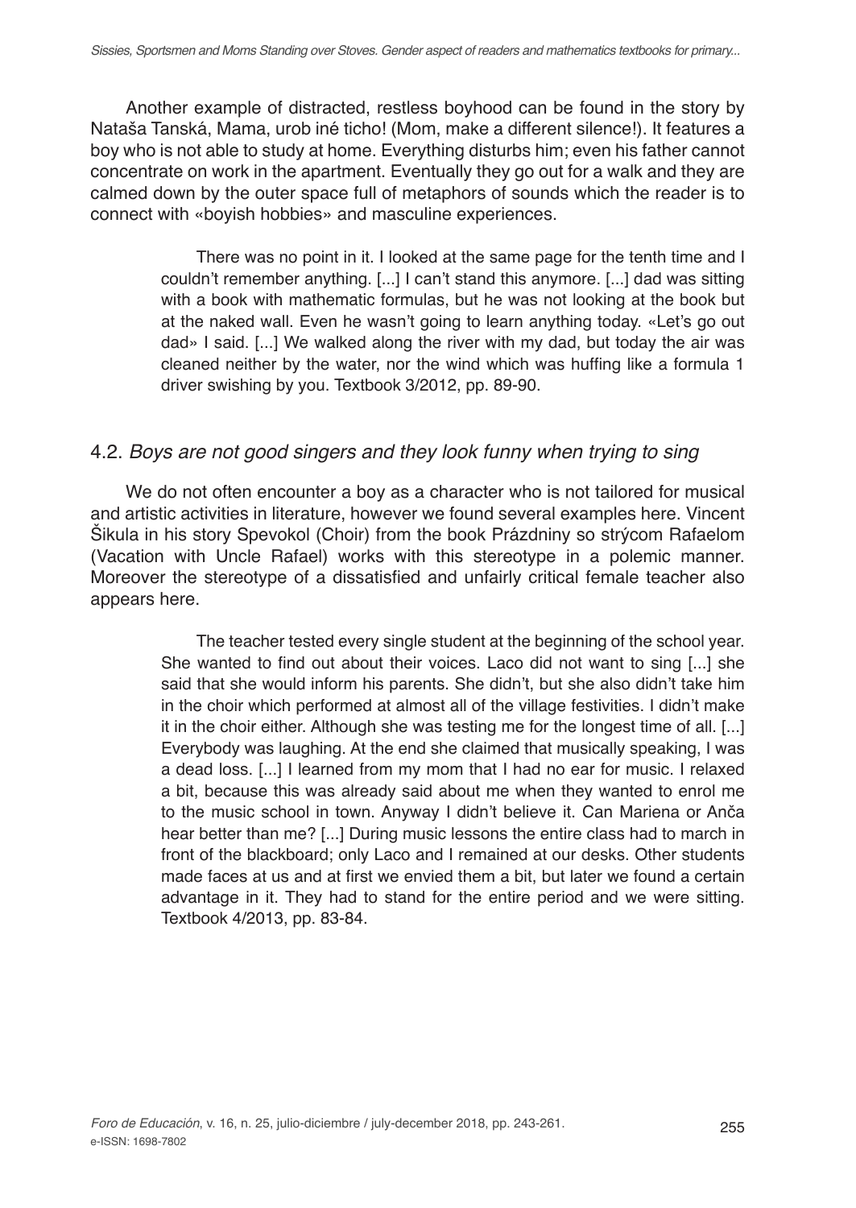Another example of distracted, restless boyhood can be found in the story by Nataša Tanská, Mama, urob iné ticho! (Mom, make a different silence!). It features a boy who is not able to study at home. Everything disturbs him; even his father cannot concentrate on work in the apartment. Eventually they go out for a walk and they are calmed down by the outer space full of metaphors of sounds which the reader is to connect with «boyish hobbies» and masculine experiences.

> There was no point in it. I looked at the same page for the tenth time and I couldn't remember anything. [...] I can't stand this anymore. [...] dad was sitting with a book with mathematic formulas, but he was not looking at the book but at the naked wall. Even he wasn't going to learn anything today. «Let's go out dad» I said. [...] We walked along the river with my dad, but today the air was cleaned neither by the water, nor the wind which was huffing like a formula 1 driver swishing by you. Textbook 3/2012, pp. 89-90.

### 4.2. *Boys are not good singers and they look funny when trying to sing*

We do not often encounter a boy as a character who is not tailored for musical and artistic activities in literature, however we found several examples here. Vincent Šikula in his story Spevokol (Choir) from the book Prázdniny so strýcom Rafaelom (Vacation with Uncle Rafael) works with this stereotype in a polemic manner. Moreover the stereotype of a dissatisfied and unfairly critical female teacher also appears here.

> The teacher tested every single student at the beginning of the school year. She wanted to find out about their voices. Laco did not want to sing [...] she said that she would inform his parents. She didn't, but she also didn't take him in the choir which performed at almost all of the village festivities. I didn't make it in the choir either. Although she was testing me for the longest time of all. [...] Everybody was laughing. At the end she claimed that musically speaking, I was a dead loss. [...] I learned from my mom that I had no ear for music. I relaxed a bit, because this was already said about me when they wanted to enrol me to the music school in town. Anyway I didn't believe it. Can Mariena or Anča hear better than me? [...] During music lessons the entire class had to march in front of the blackboard; only Laco and I remained at our desks. Other students made faces at us and at first we envied them a bit, but later we found a certain advantage in it. They had to stand for the entire period and we were sitting. Textbook 4/2013, pp. 83-84.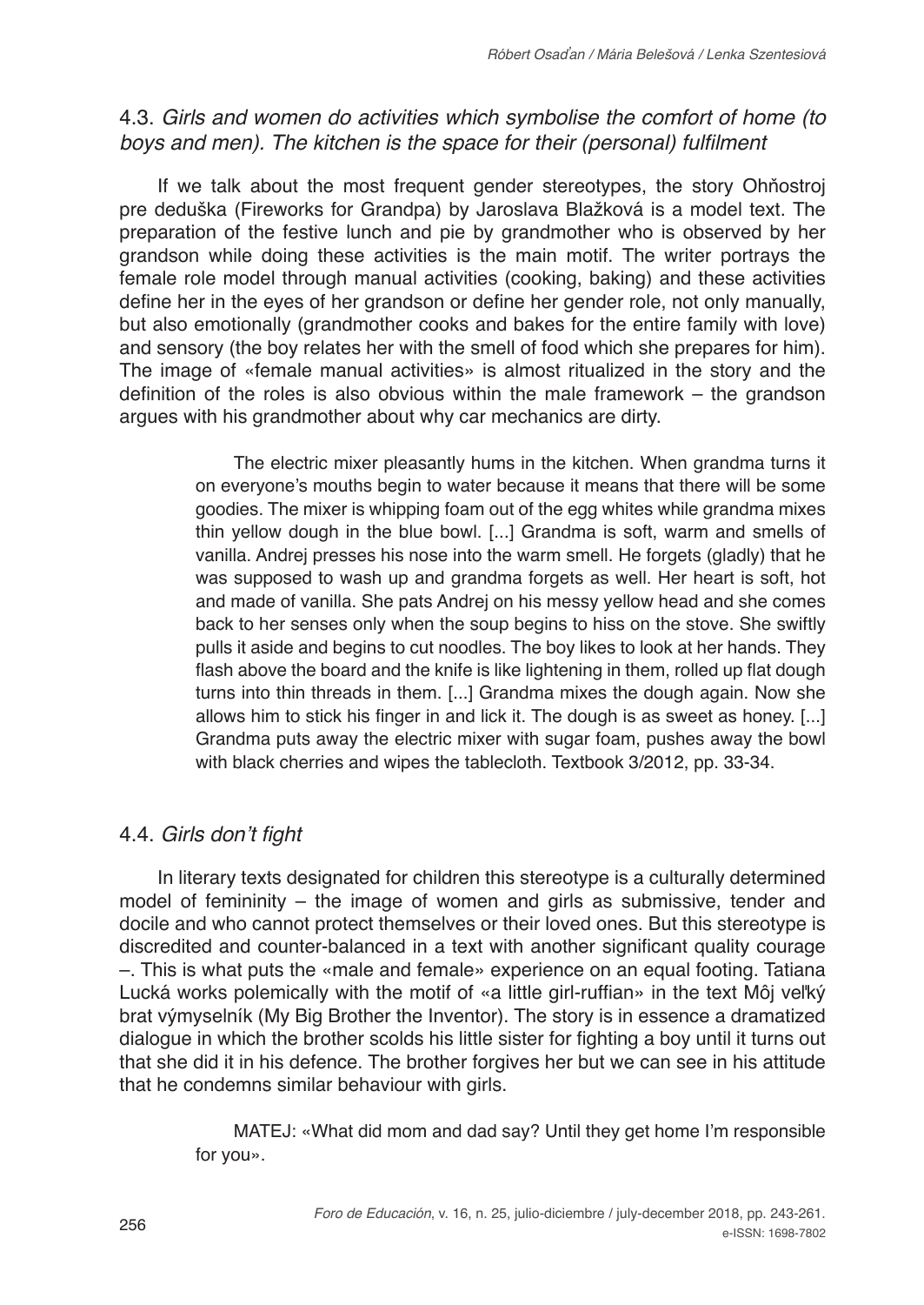### 4.3. *Girls and women do activities which symbolise the comfort of home (to boys and men). The kitchen is the space for their (personal) fulfilment*

If we talk about the most frequent gender stereotypes, the story Ohňostroj pre deduška (Fireworks for Grandpa) by Jaroslava Blažková is a model text. The preparation of the festive lunch and pie by grandmother who is observed by her grandson while doing these activities is the main motif. The writer portrays the female role model through manual activities (cooking, baking) and these activities define her in the eyes of her grandson or define her gender role, not only manually, but also emotionally (grandmother cooks and bakes for the entire family with love) and sensory (the boy relates her with the smell of food which she prepares for him). The image of «female manual activities» is almost ritualized in the story and the definition of the roles is also obvious within the male framework – the grandson argues with his grandmother about why car mechanics are dirty.

> The electric mixer pleasantly hums in the kitchen. When grandma turns it on everyone's mouths begin to water because it means that there will be some goodies. The mixer is whipping foam out of the egg whites while grandma mixes thin yellow dough in the blue bowl. [...] Grandma is soft, warm and smells of vanilla. Andrej presses his nose into the warm smell. He forgets (gladly) that he was supposed to wash up and grandma forgets as well. Her heart is soft, hot and made of vanilla. She pats Andrej on his messy yellow head and she comes back to her senses only when the soup begins to hiss on the stove. She swiftly pulls it aside and begins to cut noodles. The boy likes to look at her hands. They flash above the board and the knife is like lightening in them, rolled up flat dough turns into thin threads in them. [...] Grandma mixes the dough again. Now she allows him to stick his finger in and lick it. The dough is as sweet as honey. [...] Grandma puts away the electric mixer with sugar foam, pushes away the bowl with black cherries and wipes the tablecloth. Textbook 3/2012, pp. 33-34.

### 4.4. *Girls don't fight*

In literary texts designated for children this stereotype is a culturally determined model of femininity – the image of women and girls as submissive, tender and docile and who cannot protect themselves or their loved ones. But this stereotype is discredited and counter-balanced in a text with another significant quality courage –. This is what puts the «male and female» experience on an equal footing. Tatiana Lucká works polemically with the motif of «a little girl-ruffian» in the text Môj veľký brat výmyselník (My Big Brother the Inventor). The story is in essence a dramatized dialogue in which the brother scolds his little sister for fighting a boy until it turns out that she did it in his defence. The brother forgives her but we can see in his attitude that he condemns similar behaviour with girls.

> MATEJ: «What did mom and dad say? Until they get home I'm responsible for you».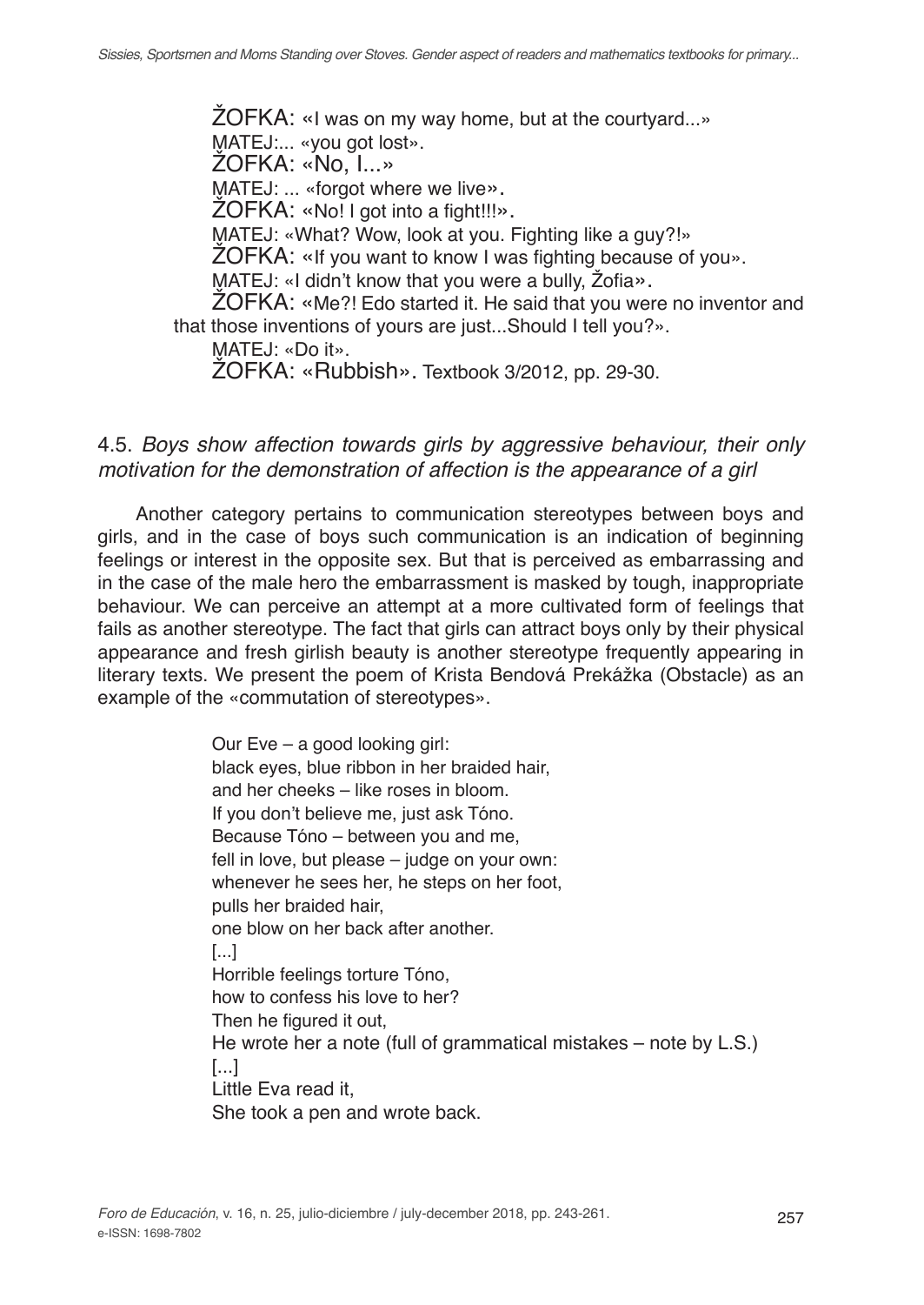ŽOFKA: «I was on my way home, but at the courtyard...»
MATEJ:... «you got lost».
ŽOFKA: «No, I...»
MATEJ: ... «forgot where we live».
ŽOFKA: «No! I got into a fight!!!».
MATEJ: «What? Wow, look at you. Fighting like a guy?!»
ŽOFKA: «If you want to know I was fighting because of you».
MATEJ: «I didn't know that you were a bully, Žofia».
ŽOFKA: «Me?! Edo started it. He said that you were no inventor and that those inventions of yours are just...Should I tell you?».
MATEJ: «Do it».
ŽOFKA: «Rubbish». Textbook 3/2012, pp. 29-30.

### 4.5. *Boys show affection towards girls by aggressive behaviour, their only motivation for the demonstration of affection is the appearance of a girl*

Another category pertains to communication stereotypes between boys and girls, and in the case of boys such communication is an indication of beginning feelings or interest in the opposite sex. But that is perceived as embarrassing and in the case of the male hero the embarrassment is masked by tough, inappropriate behaviour. We can perceive an attempt at a more cultivated form of feelings that fails as another stereotype. The fact that girls can attract boys only by their physical appearance and fresh girlish beauty is another stereotype frequently appearing in literary texts. We present the poem of Krista Bendová Prekážka (Obstacle) as an example of the «commutation of stereotypes».

Our Eve – a good looking girl:
black eyes, blue ribbon in her braided hair,
and her cheeks – like roses in bloom.
If you don't believe me, just ask Tóno.
Because Tóno – between you and me,
fell in love, but please – judge on your own:
whenever he sees her, he steps on her foot,
pulls her braided hair,
one blow on her back after another.
[...]
Horrible feelings torture Tóno,
how to confess his love to her?
Then he figured it out,
He wrote her a note (full of grammatical mistakes – note by L.S.)
[...]
Little Eva read it,
She took a pen and wrote back.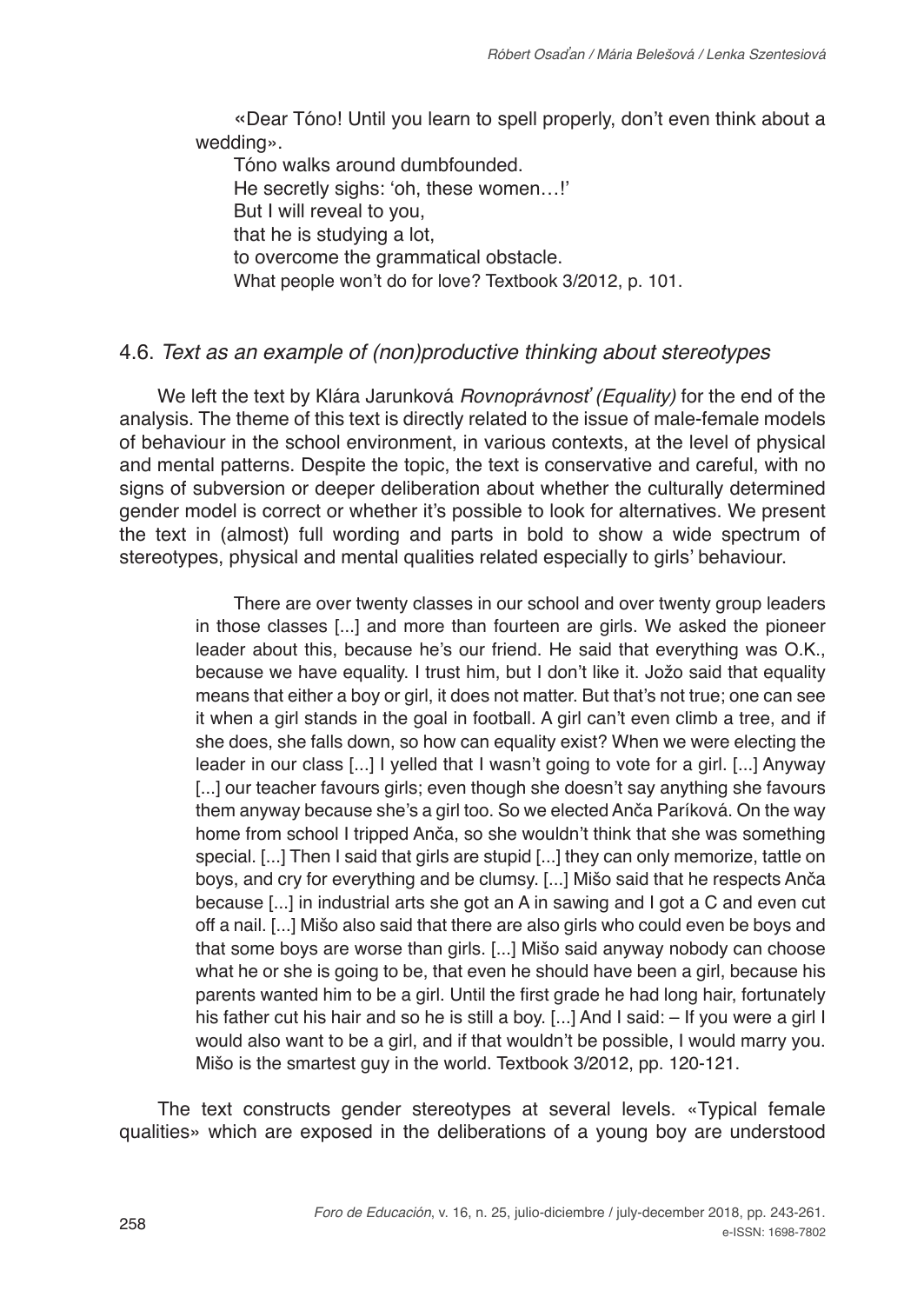«Dear Tóno! Until you learn to spell properly, don't even think about a wedding».

Tóno walks around dumbfounded.
He secretly sighs: 'oh, these women…!'
But I will reveal to you,
that he is studying a lot,
to overcome the grammatical obstacle.
What people won't do for love? Textbook 3/2012, p. 101.

## 4.6. *Text as an example of (non)productive thinking about stereotypes*

We left the text by Klára Jarunková *Rovnoprávnosť (Equality)* for the end of the analysis. The theme of this text is directly related to the issue of male-female models of behaviour in the school environment, in various contexts, at the level of physical and mental patterns. Despite the topic, the text is conservative and careful, with no signs of subversion or deeper deliberation about whether the culturally determined gender model is correct or whether it's possible to look for alternatives. We present the text in (almost) full wording and parts in bold to show a wide spectrum of stereotypes, physical and mental qualities related especially to girls' behaviour.

> There are over twenty classes in our school and over twenty group leaders in those classes [...] and more than fourteen are girls. We asked the pioneer leader about this, because he's our friend. He said that everything was O.K., because we have equality. I trust him, but I don't like it. Jožo said that equality means that either a boy or girl, it does not matter. But that's not true; one can see it when a girl stands in the goal in football. A girl can't even climb a tree, and if she does, she falls down, so how can equality exist? When we were electing the leader in our class [...] I yelled that I wasn't going to vote for a girl. [...] Anyway [...] our teacher favours girls; even though she doesn't say anything she favours them anyway because she's a girl too. So we elected Anča Paríková. On the way home from school I tripped Anča, so she wouldn't think that she was something special. [...] Then I said that girls are stupid [...] they can only memorize, tattle on boys, and cry for everything and be clumsy. [...] Mišo said that he respects Anča because [...] in industrial arts she got an A in sawing and I got a C and even cut off a nail. [...] Mišo also said that there are also girls who could even be boys and that some boys are worse than girls. [...] Mišo said anyway nobody can choose what he or she is going to be, that even he should have been a girl, because his parents wanted him to be a girl. Until the first grade he had long hair, fortunately his father cut his hair and so he is still a boy. [...] And I said: – If you were a girl I would also want to be a girl, and if that wouldn't be possible, I would marry you. Mišo is the smartest guy in the world. Textbook 3/2012, pp. 120-121.

The text constructs gender stereotypes at several levels. «Typical female qualities» which are exposed in the deliberations of a young boy are understood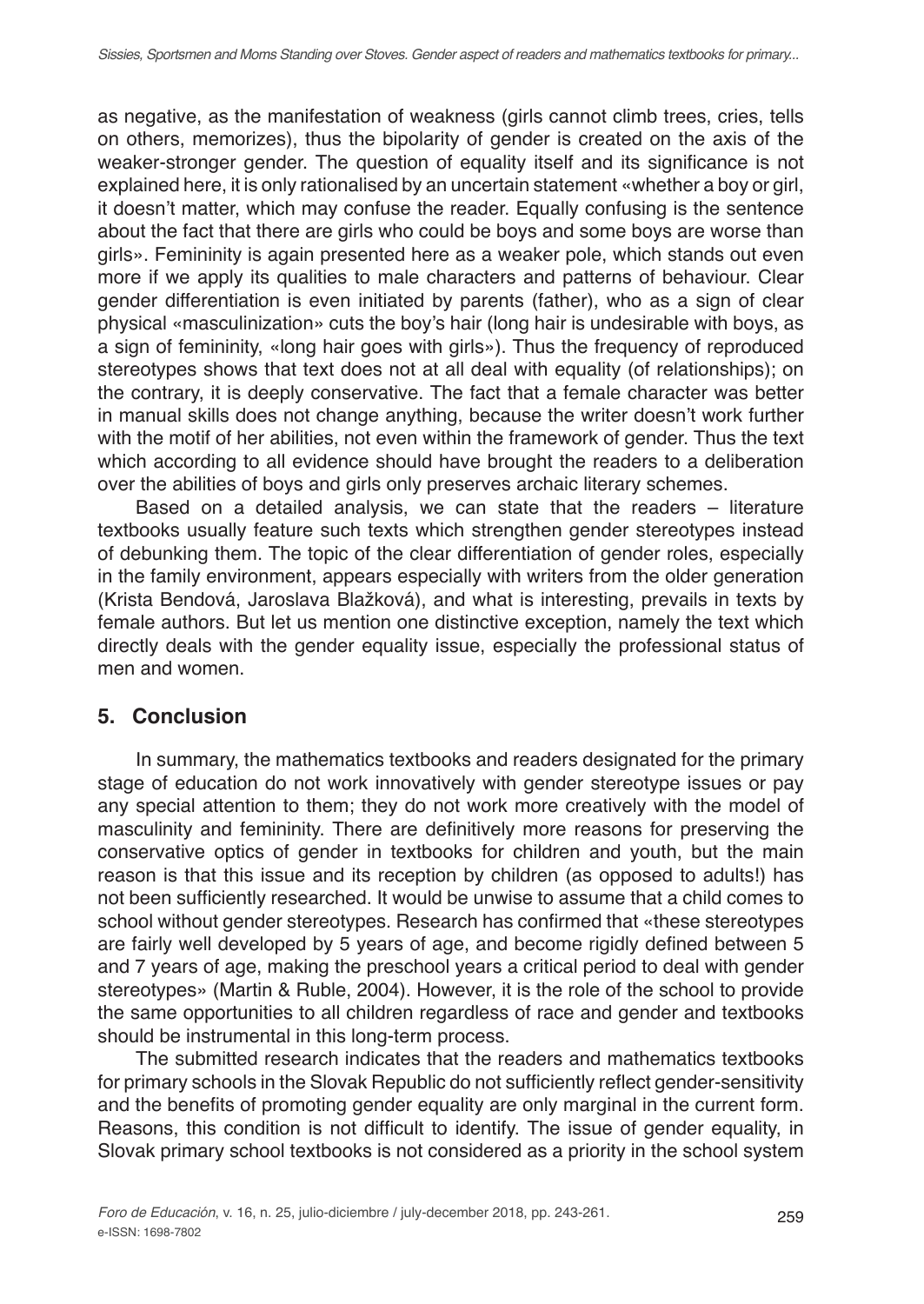as negative, as the manifestation of weakness (girls cannot climb trees, cries, tells on others, memorizes), thus the bipolarity of gender is created on the axis of the weaker-stronger gender. The question of equality itself and its significance is not explained here, it is only rationalised by an uncertain statement «whether a boy or girl, it doesn't matter, which may confuse the reader. Equally confusing is the sentence about the fact that there are girls who could be boys and some boys are worse than girls». Femininity is again presented here as a weaker pole, which stands out even more if we apply its qualities to male characters and patterns of behaviour. Clear gender differentiation is even initiated by parents (father), who as a sign of clear physical «masculinization» cuts the boy's hair (long hair is undesirable with boys, as a sign of femininity, «long hair goes with girls»). Thus the frequency of reproduced stereotypes shows that text does not at all deal with equality (of relationships); on the contrary, it is deeply conservative. The fact that a female character was better in manual skills does not change anything, because the writer doesn't work further with the motif of her abilities, not even within the framework of gender. Thus the text which according to all evidence should have brought the readers to a deliberation over the abilities of boys and girls only preserves archaic literary schemes.

Based on a detailed analysis, we can state that the readers – literature textbooks usually feature such texts which strengthen gender stereotypes instead of debunking them. The topic of the clear differentiation of gender roles, especially in the family environment, appears especially with writers from the older generation (Krista Bendová, Jaroslava Blažková), and what is interesting, prevails in texts by female authors. But let us mention one distinctive exception, namely the text which directly deals with the gender equality issue, especially the professional status of men and women.

## 5. Conclusion

In summary, the mathematics textbooks and readers designated for the primary stage of education do not work innovatively with gender stereotype issues or pay any special attention to them; they do not work more creatively with the model of masculinity and femininity. There are definitively more reasons for preserving the conservative optics of gender in textbooks for children and youth, but the main reason is that this issue and its reception by children (as opposed to adults!) has not been sufficiently researched. It would be unwise to assume that a child comes to school without gender stereotypes. Research has confirmed that «these stereotypes are fairly well developed by 5 years of age, and become rigidly defined between 5 and 7 years of age, making the preschool years a critical period to deal with gender stereotypes» (Martin & Ruble, 2004). However, it is the role of the school to provide the same opportunities to all children regardless of race and gender and textbooks should be instrumental in this long-term process.

The submitted research indicates that the readers and mathematics textbooks for primary schools in the Slovak Republic do not sufficiently reflect gender-sensitivity and the benefits of promoting gender equality are only marginal in the current form. Reasons, this condition is not difficult to identify. The issue of gender equality, in Slovak primary school textbooks is not considered as a priority in the school system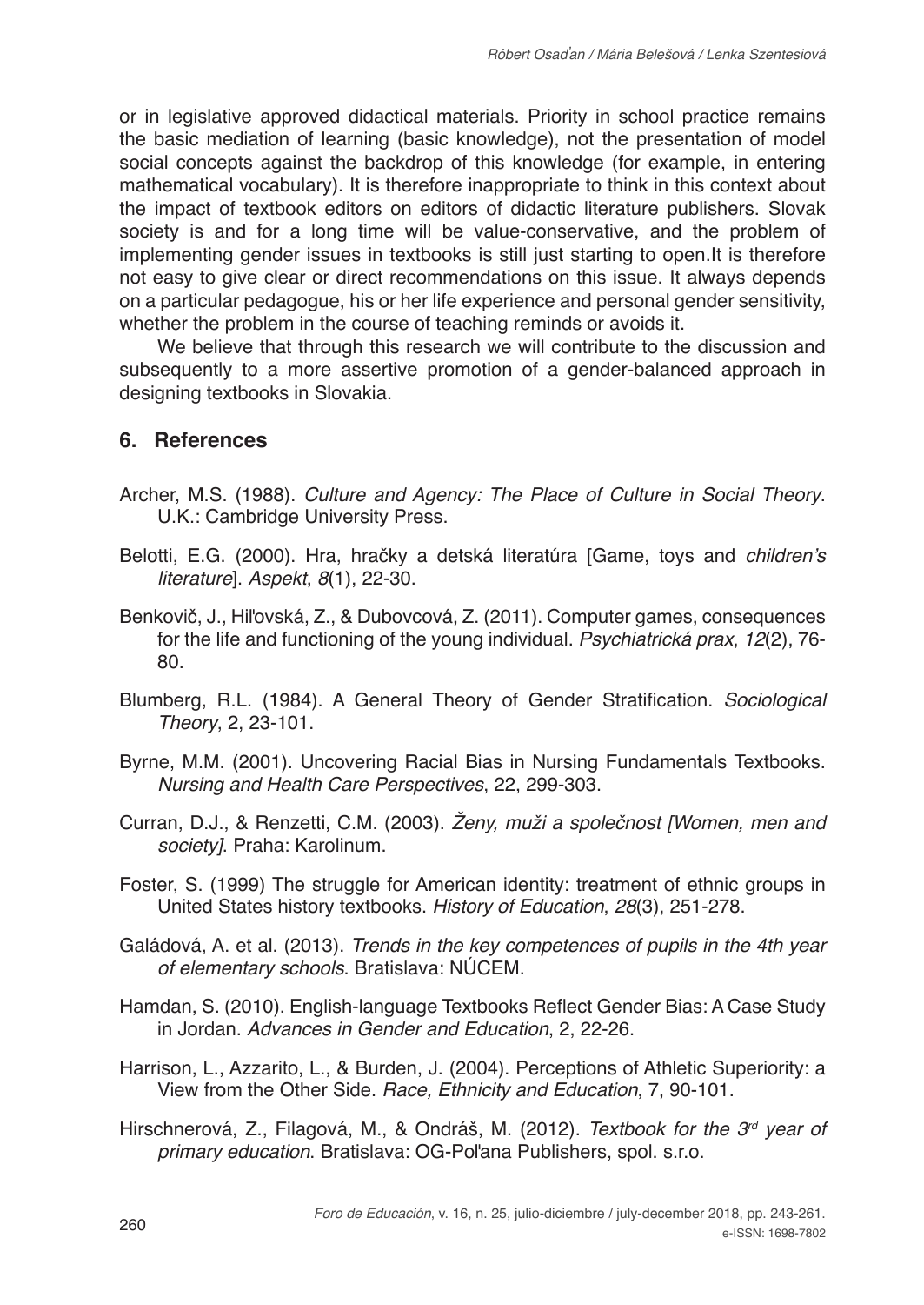or in legislative approved didactical materials. Priority in school practice remains the basic mediation of learning (basic knowledge), not the presentation of model social concepts against the backdrop of this knowledge (for example, in entering mathematical vocabulary). It is therefore inappropriate to think in this context about the impact of textbook editors on editors of didactic literature publishers. Slovak society is and for a long time will be value-conservative, and the problem of implementing gender issues in textbooks is still just starting to open.It is therefore not easy to give clear or direct recommendations on this issue. It always depends on a particular pedagogue, his or her life experience and personal gender sensitivity, whether the problem in the course of teaching reminds or avoids it.

We believe that through this research we will contribute to the discussion and subsequently to a more assertive promotion of a gender-balanced approach in designing textbooks in Slovakia.

## 6. References

Archer, M.S. (1988). *Culture and Agency: The Place of Culture in Social Theory*. U.K.: Cambridge University Press.

Belotti, E.G. (2000). Hra, hračky a detská literatúra [Game, toys and *children's literature*]. *Aspekt*, *8*(1), 22-30.

Benkovič, J., Hiľovská, Z., & Dubovcová, Z. (2011). Computer games, consequences for the life and functioning of the young individual. *Psychiatrická prax*, *12*(2), 76-80.

Blumberg, R.L. (1984). A General Theory of Gender Stratification. *Sociological Theory*, 2, 23-101.

Byrne, M.M. (2001). Uncovering Racial Bias in Nursing Fundamentals Textbooks. *Nursing and Health Care Perspectives*, 22, 299-303.

Curran, D.J., & Renzetti, C.M. (2003). *Ženy, muži a společnost [Women, men and society]*. Praha: Karolinum.

Foster, S. (1999) The struggle for American identity: treatment of ethnic groups in United States history textbooks. *History of Education*, *28*(3), 251-278.

Galádová, A. et al. (2013). *Trends in the key competences of pupils in the 4th year of elementary schools*. Bratislava: NÚCEM.

Hamdan, S. (2010). English-language Textbooks Reflect Gender Bias: A Case Study in Jordan. *Advances in Gender and Education*, 2, 22-26.

Harrison, L., Azzarito, L., & Burden, J. (2004). Perceptions of Athletic Superiority: a View from the Other Side. *Race, Ethnicity and Education*, 7, 90-101.

Hirschnerová, Z., Filagová, M., & Ondráš, M. (2012). *Textbook for the 3rd year of primary education*. Bratislava: OG-Poľana Publishers, spol. s.r.o.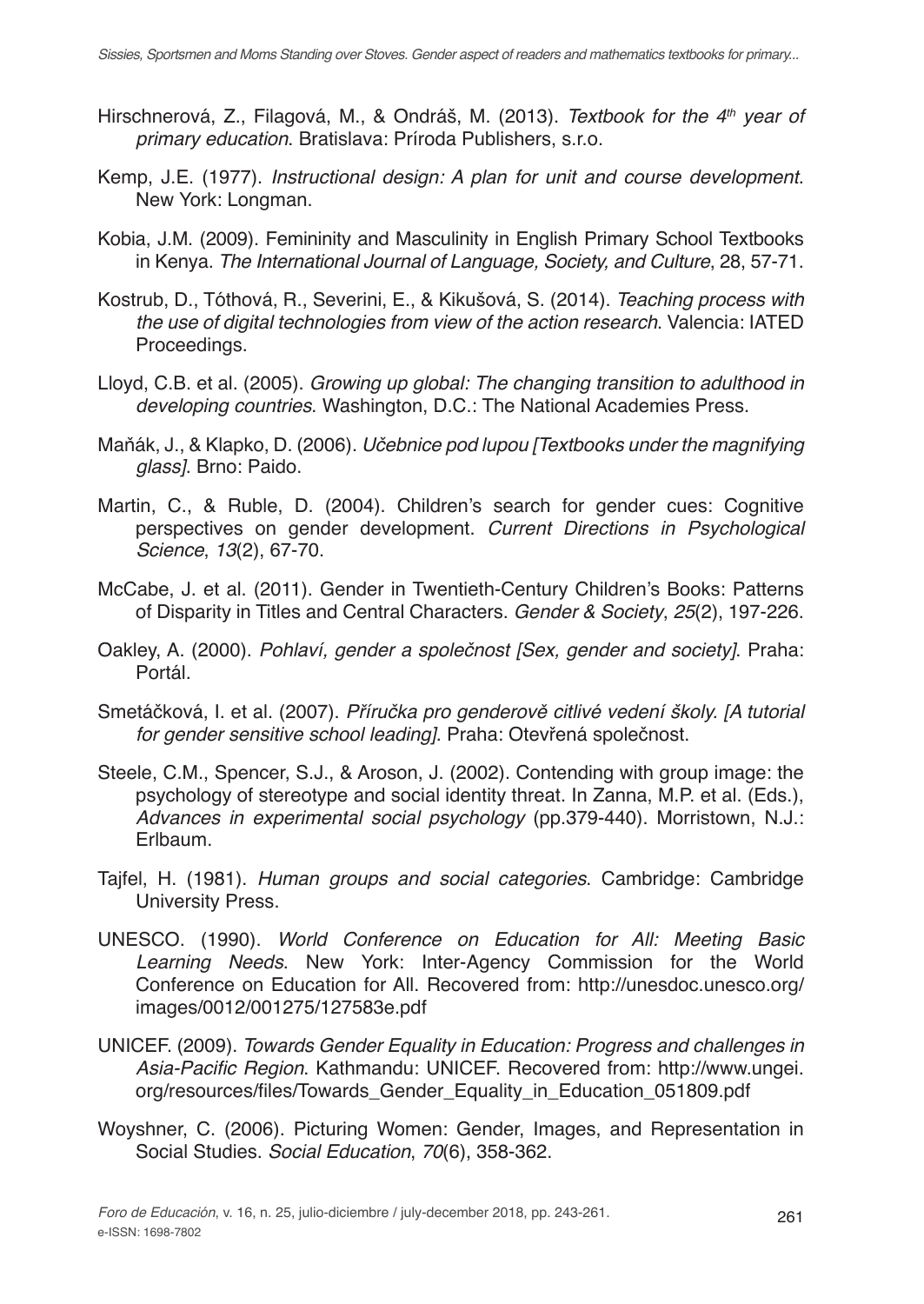Hirschnerová, Z., Filagová, M., & Ondráš, M. (2013). *Textbook for the 4th year of primary education*. Bratislava: Príroda Publishers, s.r.o.

Kemp, J.E. (1977). *Instructional design: A plan for unit and course development*. New York: Longman.

Kobia, J.M. (2009). Femininity and Masculinity in English Primary School Textbooks in Kenya. *The International Journal of Language, Society, and Culture*, 28, 57-71.

Kostrub, D., Tóthová, R., Severini, E., & Kikušová, S. (2014). *Teaching process with the use of digital technologies from view of the action research*. Valencia: IATED Proceedings.

Lloyd, C.B. et al. (2005). *Growing up global: The changing transition to adulthood in developing countries*. Washington, D.C.: The National Academies Press.

Maňák, J., & Klapko, D. (2006). *Učebnice pod lupou [Textbooks under the magnifying glass]*. Brno: Paido.

Martin, C., & Ruble, D. (2004). Children's search for gender cues: Cognitive perspectives on gender development. *Current Directions in Psychological Science*, *13*(2), 67-70.

McCabe, J. et al. (2011). Gender in Twentieth-Century Children's Books: Patterns of Disparity in Titles and Central Characters. *Gender & Society*, *25*(2), 197-226.

Oakley, A. (2000). *Pohlaví, gender a společnost [Sex, gender and society]*. Praha: Portál.

Smetáčková, I. et al. (2007). *Příručka pro genderově citlivé vedení školy. [A tutorial for gender sensitive school leading]*. Praha: Otevřená společnost.

Steele, C.M., Spencer, S.J., & Aroson, J. (2002). Contending with group image: the psychology of stereotype and social identity threat. In Zanna, M.P. et al. (Eds.), *Advances in experimental social psychology* (pp.379-440). Morristown, N.J.: Erlbaum.

Tajfel, H. (1981). *Human groups and social categories*. Cambridge: Cambridge University Press.

UNESCO. (1990). *World Conference on Education for All: Meeting Basic Learning Needs*. New York: Inter-Agency Commission for the World Conference on Education for All. Recovered from: http://unesdoc.unesco.org/images/0012/001275/127583e.pdf

UNICEF. (2009). *Towards Gender Equality in Education: Progress and challenges in Asia-Pacific Region*. Kathmandu: UNICEF. Recovered from: http://www.ungei.org/resources/files/Towards_Gender_Equality_in_Education_051809.pdf

Woyshner, C. (2006). Picturing Women: Gender, Images, and Representation in Social Studies. *Social Education*, *70*(6), 358-362.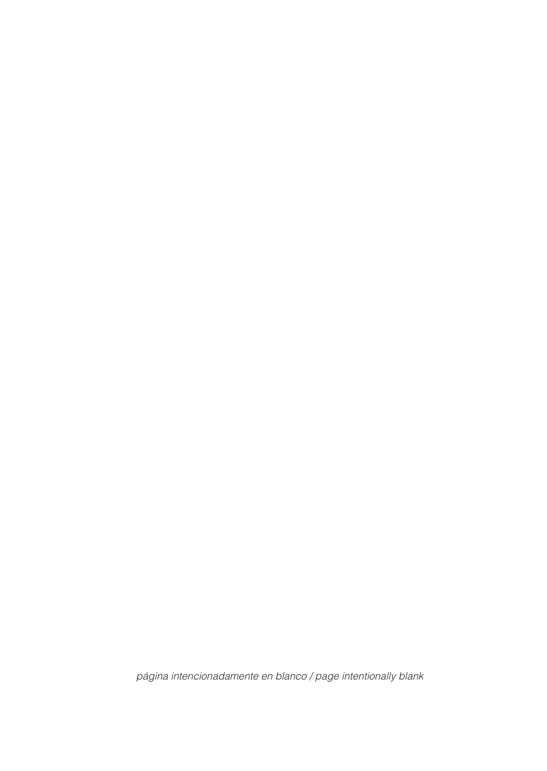*página intencionadamente en blanco / page intentionally blank*